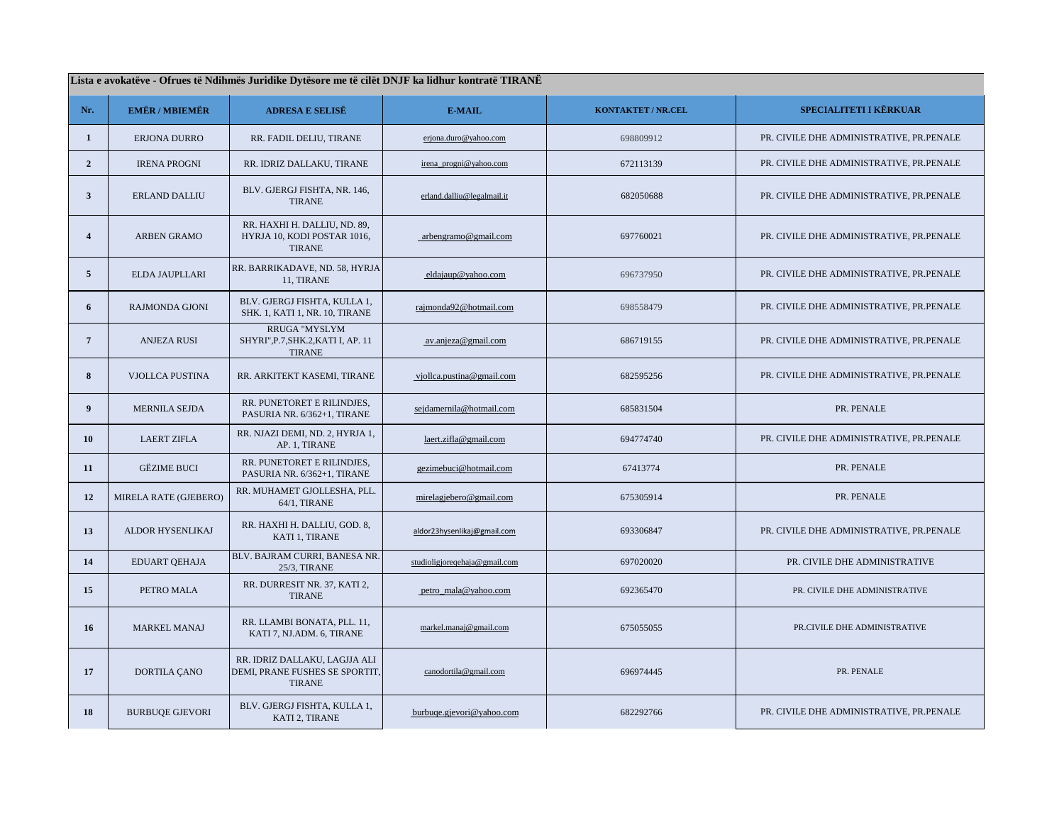| Lista e avokatëve - Ofrues të Ndihmës Juridike Dytësore me të cilët DNJF ka lidhur kontratë TIRANË | | | | | |
|---|---|---|---|---|---|
| **Nr.** | **EMËR / MBIEMËR** | **ADRESA E SELISË** | **E-MAIL** | **KONTAKTET / NR.CEL** | **SPECIALITETI I KËRKUAR** |
| **1** | ERJONA DURRO | RR. FADIL DELIU, TIRANE | erjona.duro@yahoo.com | 698809912 | PR. CIVILE DHE ADMINISTRATIVE, PR.PENALE |
| **2** | IRENA PROGNI | RR. IDRIZ DALLAKU, TIRANE | irena_progni@yahoo.com | 672113139 | PR. CIVILE DHE ADMINISTRATIVE, PR.PENALE |
| **3** | ERLAND DALLIU | BLV. GJERGJ FISHTA, NR. 146, TIRANE | erland.dalliu@legalmail.it | 682050688 | PR. CIVILE DHE ADMINISTRATIVE, PR.PENALE |
| **4** | ARBEN GRAMO | RR. HAXHI H. DALLIU, ND. 89, HYRJA 10, KODI POSTAR 1016, TIRANE | arbengramo@gmail.com | 697760021 | PR. CIVILE DHE ADMINISTRATIVE, PR.PENALE |
| **5** | ELDA JAUPLLARI | RR. BARRIKADAVE, ND. 58, HYRJA 11, TIRANE | eldajaup@yahoo.com | 696737950 | PR. CIVILE DHE ADMINISTRATIVE, PR.PENALE |
| **6** | RAJMONDA GJONI | BLV. GJERGJ FISHTA, KULLA 1, SHK. 1, KATI 1, NR. 10, TIRANE | rajmonda92@hotmail.com | 698558479 | PR. CIVILE DHE ADMINISTRATIVE, PR.PENALE |
| **7** | ANJEZA RUSI | RRUGA "MYSLYM SHYRI",P.7,SHK.2,KATI I, AP. 11 TIRANE | av.anjeza@gmail.com | 686719155 | PR. CIVILE DHE ADMINISTRATIVE, PR.PENALE |
| **8** | VJOLLCA PUSTINA | RR. ARKITEKT KASEMI, TIRANE | vjollca.pustina@gmail.com | 682595256 | PR. CIVILE DHE ADMINISTRATIVE, PR.PENALE |
| **9** | MERNILA SEJDA | RR. PUNETORET E RILINDJES, PASURIA NR. 6/362+1, TIRANE | sejdamernila@hotmail.com | 685831504 | PR. PENALE |
| **10** | LAERT ZIFLA | RR. NJAZI DEMI, ND. 2, HYRJA 1, AP. 1, TIRANE | laert.zifla@gmail.com | 694774740 | PR. CIVILE DHE ADMINISTRATIVE, PR.PENALE |
| **11** | GËZIME BUCI | RR. PUNETORET E RILINDJES, PASURIA NR. 6/362+1, TIRANE | gezimebuci@hotmail.com | 67413774 | PR. PENALE |
| **12** | MIRELA RATE (GJEBERO) | RR. MUHAMET GJOLLESHA, PLL. 64/1, TIRANE | mirelagjebero@gmail.com | 675305914 | PR. PENALE |
| **13** | ALDOR HYSENLIKAJ | RR. HAXHI H. DALLIU, GOD. 8, KATI 1, TIRANE | aldor23hysenlikaj@gmail.com | 693306847 | PR. CIVILE DHE ADMINISTRATIVE, PR.PENALE |
| **14** | EDUART QEHAJA | BLV. BAJRAM CURRI, BANESA NR. 25/3, TIRANE | studioligjoreqehaja@gmail.com | 697020020 | PR. CIVILE DHE ADMINISTRATIVE |
| **15** | PETRO MALA | RR. DURRESIT NR. 37, KATI 2, TIRANE | petro_mala@yahoo.com | 692365470 | PR. CIVILE DHE ADMINISTRATIVE |
| **16** | MARKEL MANAJ | RR. LLAMBI BONATA, PLL. 11, KATI 7, NJ.ADM. 6, TIRANE | markel.manaj@gmail.com | 675055055 | PR.CIVILE DHE ADMINISTRATIVE |
| **17** | DORTILA ÇANO | RR. IDRIZ DALLAKU, LAGJJA ALI DEMI, PRANE FUSHES SE SPORTIT, TIRANE | canodortila@gmail.com | 696974445 | PR. PENALE |
| **18** | BURBUQE GJEVORI | BLV. GJERGJ FISHTA, KULLA 1, KATI 2, TIRANE | burbuqe.gjevori@yahoo.com | 682292766 | PR. CIVILE DHE ADMINISTRATIVE, PR.PENALE |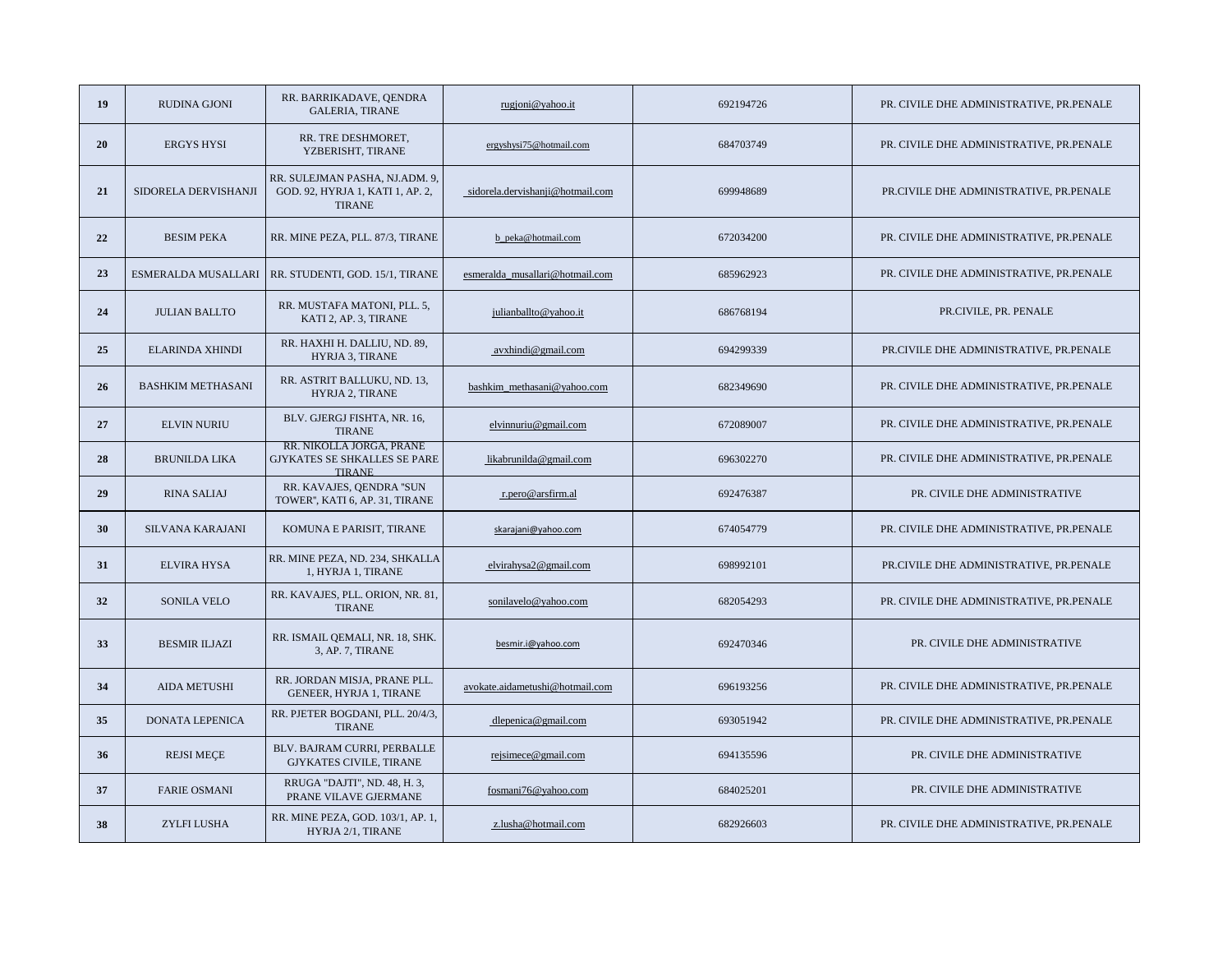| | | | | | |
|---|---|---|---|---|---|
| 19 | RUDINA GJONI | RR. BARRIKADAVE, QENDRA GALERIA, TIRANE | rugjoni@yahoo.it | 692194726 | PR. CIVILE DHE ADMINISTRATIVE, PR.PENALE |
| 20 | ERGYS HYSI | RR. TRE DESHMORET, YZBERISHT, TIRANE | ergyshysi75@hotmail.com | 684703749 | PR. CIVILE DHE ADMINISTRATIVE, PR.PENALE |
| 21 | SIDORELA DERVISHANJI | RR. SULEJMAN PASHA, NJ.ADM. 9, GOD. 92, HYRJA 1, KATI 1, AP. 2, TIRANE | sidorela.dervishanji@hotmail.com | 699948689 | PR.CIVILE DHE ADMINISTRATIVE, PR.PENALE |
| 22 | BESIM PEKA | RR. MINE PEZA, PLL. 87/3, TIRANE | b_peka@hotmail.com | 672034200 | PR. CIVILE DHE ADMINISTRATIVE, PR.PENALE |
| 23 | ESMERALDA MUSALLARI | RR. STUDENTI, GOD. 15/1, TIRANE | esmeralda_musallari@hotmail.com | 685962923 | PR. CIVILE DHE ADMINISTRATIVE, PR.PENALE |
| 24 | JULIAN BALLTO | RR. MUSTAFA MATONI, PLL. 5, KATI 2, AP. 3, TIRANE | julianballto@yahoo.it | 686768194 | PR.CIVILE, PR. PENALE |
| 25 | ELARINDA XHINDI | RR. HAXHI H. DALLIU, ND. 89, HYRJA 3, TIRANE | avxhindi@gmail.com | 694299339 | PR.CIVILE DHE ADMINISTRATIVE, PR.PENALE |
| 26 | BASHKIM METHASANI | RR. ASTRIT BALLUKU, ND. 13, HYRJA 2, TIRANE | bashkim_methasani@yahoo.com | 682349690 | PR. CIVILE DHE ADMINISTRATIVE, PR.PENALE |
| 27 | ELVIN NURIU | BLV. GJERGJ FISHTA, NR. 16, TIRANE | elvinnuriu@gmail.com | 672089007 | PR. CIVILE DHE ADMINISTRATIVE, PR.PENALE |
| 28 | BRUNILDA LIKA | RR. NIKOLLA JORGA, PRANE GJYKATES SE SHKALLES SE PARE TIRANE | likabrunilda@gmail.com | 696302270 | PR. CIVILE DHE ADMINISTRATIVE, PR.PENALE |
| 29 | RINA SALIAJ | RR. KAVAJES, QENDRA "SUN TOWER", KATI 6, AP. 31, TIRANE | r.pero@arsfirm.al | 692476387 | PR. CIVILE DHE ADMINISTRATIVE |
| 30 | SILVANA KARAJANI | KOMUNA E PARISIT, TIRANE | skarajani@yahoo.com | 674054779 | PR. CIVILE DHE ADMINISTRATIVE, PR.PENALE |
| 31 | ELVIRA HYSA | RR. MINE PEZA, ND. 234, SHKALLA 1, HYRJA 1, TIRANE | elvirahysa2@gmail.com | 698992101 | PR.CIVILE DHE ADMINISTRATIVE, PR.PENALE |
| 32 | SONILA VELO | RR. KAVAJES, PLL. ORION, NR. 81, TIRANE | sonilavelo@yahoo.com | 682054293 | PR. CIVILE DHE ADMINISTRATIVE, PR.PENALE |
| 33 | BESMIR ILJAZI | RR. ISMAIL QEMALI, NR. 18, SHK. 3, AP. 7, TIRANE | besmir.i@yahoo.com | 692470346 | PR. CIVILE DHE ADMINISTRATIVE |
| 34 | AIDA METUSHI | RR. JORDAN MISJA, PRANE PLL. GENEER, HYRJA 1, TIRANE | avokate.aidametushi@hotmail.com | 696193256 | PR. CIVILE DHE ADMINISTRATIVE, PR.PENALE |
| 35 | DONATA LEPENICA | RR. PJETER BOGDANI, PLL. 20/4/3, TIRANE | dlepenica@gmail.com | 693051942 | PR. CIVILE DHE ADMINISTRATIVE, PR.PENALE |
| 36 | REJSI MEÇE | BLV. BAJRAM CURRI, PERBALLE GJYKATES CIVILE, TIRANE | rejsimece@gmail.com | 694135596 | PR. CIVILE DHE ADMINISTRATIVE |
| 37 | FARIE OSMANI | RRUGA "DAJTI", ND. 48, H. 3, PRANE VILAVE GJERMANE | fosmani76@yahoo.com | 684025201 | PR. CIVILE DHE ADMINISTRATIVE |
| 38 | ZYLFI LUSHA | RR. MINE PEZA, GOD. 103/1, AP. 1, HYRJA 2/1, TIRANE | z.lusha@hotmail.com | 682926603 | PR. CIVILE DHE ADMINISTRATIVE, PR.PENALE |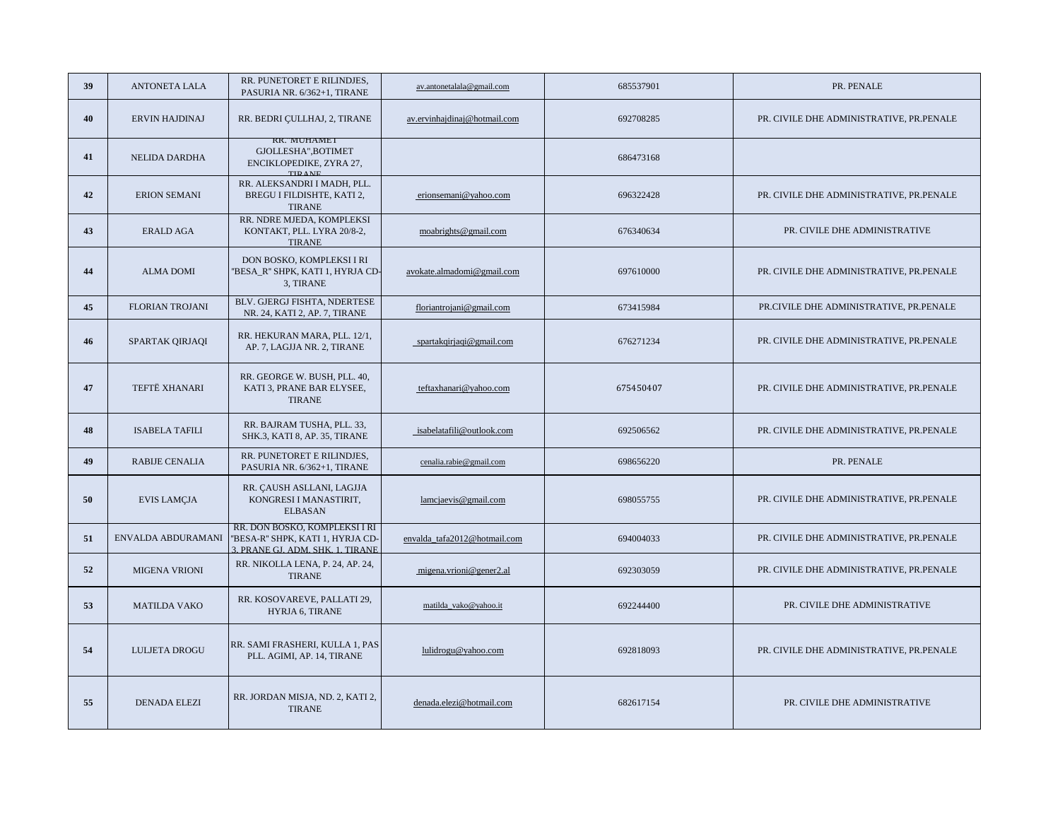| 39 | ANTONETA LALA | RR. PUNETORET E RILINDJES, PASURIA NR. 6/362+1, TIRANE | av.antonetalala@gmail.com | 685537901 | PR. PENALE |
|---|---|---|---|---|---|
| 40 | ERVIN HAJDINAJ | RR. BEDRI ÇULLHAJ, 2, TIRANE | av.ervinhajdinaj@hotmail.com | 692708285 | PR. CIVILE DHE ADMINISTRATIVE, PR.PENALE |
| 41 | NELIDA DARDHA | RR. "MUHAMET GJOLLESHA",BOTIMET ENCIKLOPEDIKE, ZYRA 27, TIRANE | | 686473168 | |
| 42 | ERION SEMANI | RR. ALEKSANDRI I MADH, PLL. BREGU I FILDISHTE, KATI 2, TIRANE | erionsemani@yahoo.com | 696322428 | PR. CIVILE DHE ADMINISTRATIVE, PR.PENALE |
| 43 | ERALD AGA | RR. NDRE MJEDA, KOMPLEKSI KONTAKT, PLL. LYRA 20/8-2, TIRANE | moabrights@gmail.com | 676340634 | PR. CIVILE DHE ADMINISTRATIVE |
| 44 | ALMA DOMI | DON BOSKO, KOMPLEKSI I RI "BESA_R" SHPK, KATI 1, HYRJA CD-3, TIRANE | avokate.almadomi@gmail.com | 697610000 | PR. CIVILE DHE ADMINISTRATIVE, PR.PENALE |
| 45 | FLORIAN TROJANI | BLV. GJERGJ FISHTA, NDERTESE NR. 24, KATI 2, AP. 7, TIRANE | floriantrojani@gmail.com | 673415984 | PR.CIVILE DHE ADMINISTRATIVE, PR.PENALE |
| 46 | SPARTAK QIRJAQI | RR. HEKURAN MARA, PLL. 12/1, AP. 7, LAGJJA NR. 2, TIRANE | spartakqirjaqi@gmail.com | 676271234 | PR. CIVILE DHE ADMINISTRATIVE, PR.PENALE |
| 47 | TEFTË XHANARI | RR. GEORGE W. BUSH, PLL. 40, KATI 3, PRANE BAR ELYSEE, TIRANE | teftaxhanari@yahoo.com | 675450407 | PR. CIVILE DHE ADMINISTRATIVE, PR.PENALE |
| 48 | ISABELA TAFILI | RR. BAJRAM TUSHA, PLL. 33, SHK.3, KATI 8, AP. 35, TIRANE | isabelatafili@outlook.com | 692506562 | PR. CIVILE DHE ADMINISTRATIVE, PR.PENALE |
| 49 | RABIJE CENALIA | RR. PUNETORET E RILINDJES, PASURIA NR. 6/362+1, TIRANE | cenalia.rabie@gmail.com | 698656220 | PR. PENALE |
| 50 | EVIS LAMÇJA | RR. ÇAUSH ASLLANI, LAGJJA KONGRESI I MANASTIRIT, ELBASAN | lamcjaevis@gmail.com | 698055755 | PR. CIVILE DHE ADMINISTRATIVE, PR.PENALE |
| 51 | ENVALDA ABDURAMANI | RR. DON BOSKO, KOMPLEKSI I RI "BESA-R" SHPK, KATI 1, HYRJA CD-3, PRANE GJ. ADM. SHK. 1, TIRANE | envalda_tafa2012@hotmail.com | 694004033 | PR. CIVILE DHE ADMINISTRATIVE, PR.PENALE |
| 52 | MIGENA VRIONI | RR. NIKOLLA LENA, P. 24, AP. 24, TIRANE | migena.vrioni@gener2.al | 692303059 | PR. CIVILE DHE ADMINISTRATIVE, PR.PENALE |
| 53 | MATILDA VAKO | RR. KOSOVAREVE, PALLATI 29, HYRJA 6, TIRANE | matilda_vako@yahoo.it | 692244400 | PR. CIVILE DHE ADMINISTRATIVE |
| 54 | LULJETA DROGU | RR. SAMI FRASHERI, KULLA 1, PAS PLL. AGIMI, AP. 14, TIRANE | lulidrogu@yahoo.com | 692818093 | PR. CIVILE DHE ADMINISTRATIVE, PR.PENALE |
| 55 | DENADA ELEZI | RR. JORDAN MISJA, ND. 2, KATI 2, TIRANE | denada.elezi@hotmail.com | 682617154 | PR. CIVILE DHE ADMINISTRATIVE |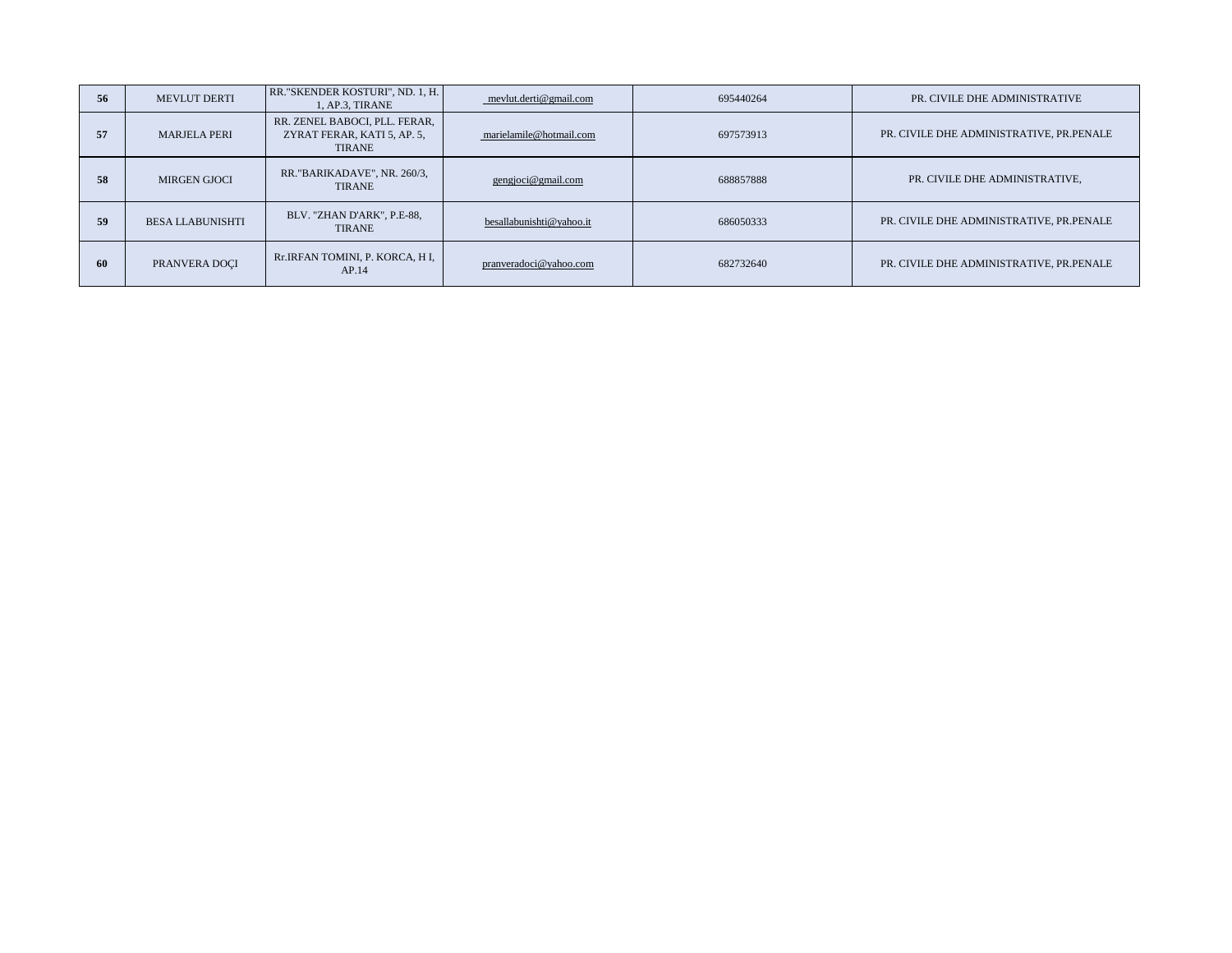| | | | | | |
|---|---|---|---|---|---|
| **56** | MEVLUT DERTI | RR."SKENDER KOSTURI", ND. 1, H. 1, AP.3, TIRANE | mevlut.derti@gmail.com | 695440264 | PR. CIVILE DHE ADMINISTRATIVE |
| **57** | MARJELA PERI | RR. ZENEL BABOCI, PLL. FERAR, ZYRAT FERAR, KATI 5, AP. 5, TIRANE | marielamile@hotmail.com | 697573913 | PR. CIVILE DHE ADMINISTRATIVE, PR.PENALE |
| **58** | MIRGEN GJOCI | RR."BARIKADAVE", NR. 260/3, TIRANE | gengjoci@gmail.com | 688857888 | PR. CIVILE DHE ADMINISTRATIVE, |
| **59** | BESA LLABUNISHTI | BLV. "ZHAN D'ARK", P.E-88, TIRANE | besallabunishti@yahoo.it | 686050333 | PR. CIVILE DHE ADMINISTRATIVE, PR.PENALE |
| **60** | PRANVERA DOÇI | Rr.IRFAN TOMINI, P. KORCA, H I, AP.14 | pranveradoci@yahoo.com | 682732640 | PR. CIVILE DHE ADMINISTRATIVE, PR.PENALE |